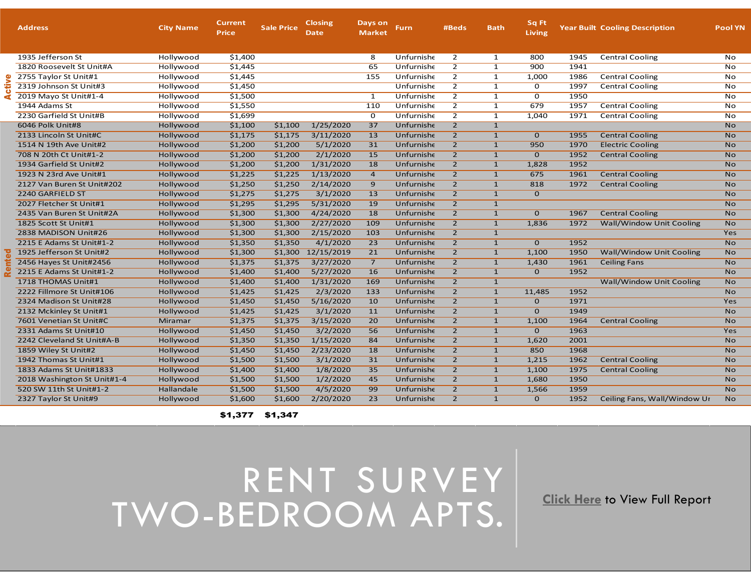| | Address | City Name | Current Price | Sale Price | Closing Date | Days on Market | Furn | #Beds | Bath | Sq Ft Living | Year Built | Cooling Description | Pool YN |
|---|---|---|---|---|---|---|---|---|---|---|---|---|---|
| Active | 1935 Jefferson St | Hollywood | $1,400 | | | 8 | Unfurnishe | 2 | 1 | 800 | 1945 | Central Cooling | No |
| | 1820 Roosevelt St Unit#A | Hollywood | $1,445 | | | 65 | Unfurnishe | 2 | 1 | 900 | 1941 | | No |
| | 2755 Taylor St Unit#1 | Hollywood | $1,445 | | | 155 | Unfurnishe | 2 | 1 | 1,000 | 1986 | Central Cooling | No |
| | 2319 Johnson St Unit#3 | Hollywood | $1,450 | | | | Unfurnishe | 2 | 1 | 0 | 1997 | Central Cooling | No |
| | 2019 Mayo St Unit#1-4 | Hollywood | $1,500 | | | 1 | Unfurnishe | 2 | 1 | 0 | 1950 | | No |
| | 1944 Adams St | Hollywood | $1,550 | | | 110 | Unfurnishe | 2 | 1 | 679 | 1957 | Central Cooling | No |
| | 2230 Garfield St Unit#B | Hollywood | $1,699 | | | 0 | Unfurnishe | 2 | 1 | 1,040 | 1971 | Central Cooling | No |
| Rented | 6046 Polk Unit#8 | Hollywood | $1,100 | $1,100 | 1/25/2020 | 37 | Unfurnishe | 2 | 1 | | | | No |
| | 2133 Lincoln St Unit#C | Hollywood | $1,175 | $1,175 | 3/11/2020 | 13 | Unfurnishe | 2 | 1 | 0 | 1955 | Central Cooling | No |
| | 1514 N 19th Ave Unit#2 | Hollywood | $1,200 | $1,200 | 5/1/2020 | 31 | Unfurnishe | 2 | 1 | 950 | 1970 | Electric Cooling | No |
| | 708 N 20th Ct Unit#1-2 | Hollywood | $1,200 | $1,200 | 2/1/2020 | 15 | Unfurnishe | 2 | 1 | 0 | 1952 | Central Cooling | No |
| | 1934 Garfield St Unit#2 | Hollywood | $1,200 | $1,200 | 1/31/2020 | 18 | Unfurnishe | 2 | 1 | 1,828 | 1952 | | No |
| | 1923 N 23rd Ave Unit#1 | Hollywood | $1,225 | $1,225 | 1/13/2020 | 4 | Unfurnishe | 2 | 1 | 675 | 1961 | Central Cooling | No |
| | 2127 Van Buren St Unit#202 | Hollywood | $1,250 | $1,250 | 2/14/2020 | 9 | Unfurnishe | 2 | 1 | 818 | 1972 | Central Cooling | No |
| | 2240 GARFIELD ST | Hollywood | $1,275 | $1,275 | 3/1/2020 | 13 | Unfurnishe | 2 | 1 | 0 | | | No |
| | 2027 Fletcher St Unit#1 | Hollywood | $1,295 | $1,295 | 5/31/2020 | 19 | Unfurnishe | 2 | 1 | | | | No |
| | 2435 Van Buren St Unit#2A | Hollywood | $1,300 | $1,300 | 4/24/2020 | 18 | Unfurnishe | 2 | 1 | 0 | 1967 | Central Cooling | No |
| | 1825 Scott St Unit#1 | Hollywood | $1,300 | $1,300 | 2/27/2020 | 109 | Unfurnishe | 2 | 1 | 1,836 | 1972 | Wall/Window Unit Cooling | No |
| | 2838 MADISON Unit#26 | Hollywood | $1,300 | $1,300 | 2/15/2020 | 103 | Unfurnishe | 2 | 1 | | | | Yes |
| | 2215 E Adams St Unit#1-2 | Hollywood | $1,350 | $1,350 | 4/1/2020 | 23 | Unfurnishe | 2 | 1 | 0 | 1952 | | No |
| | 1925 Jefferson St Unit#2 | Hollywood | $1,300 | $1,300 | 12/15/2019 | 21 | Unfurnishe | 2 | 1 | 1,100 | 1950 | Wall/Window Unit Cooling | No |
| | 2456 Hayes St Unit#2456 | Hollywood | $1,375 | $1,375 | 3/27/2020 | 7 | Unfurnishe | 2 | 1 | 1,430 | 1961 | Ceiling Fans | No |
| | 2215 E Adams St Unit#1-2 | Hollywood | $1,400 | $1,400 | 5/27/2020 | 16 | Unfurnishe | 2 | 1 | 0 | 1952 | | No |
| | 1718 THOMAS Unit#1 | Hollywood | $1,400 | $1,400 | 1/31/2020 | 169 | Unfurnishe | 2 | 1 | | | Wall/Window Unit Cooling | No |
| | 2222 Fillmore St Unit#106 | Hollywood | $1,425 | $1,425 | 2/3/2020 | 133 | Unfurnishe | 2 | 1 | 11,485 | 1952 | | No |
| | 2324 Madison St Unit#28 | Hollywood | $1,450 | $1,450 | 5/16/2020 | 10 | Unfurnishe | 2 | 1 | 0 | 1971 | | Yes |
| | 2132 Mckinley St Unit#1 | Hollywood | $1,425 | $1,425 | 3/1/2020 | 11 | Unfurnishe | 2 | 1 | 0 | 1949 | | No |
| | 7601 Venetian St Unit#C | Miramar | $1,375 | $1,375 | 3/15/2020 | 20 | Unfurnishe | 2 | 1 | 1,100 | 1964 | Central Cooling | No |
| | 2331 Adams St Unit#10 | Hollywood | $1,450 | $1,450 | 3/2/2020 | 56 | Unfurnishe | 2 | 1 | 0 | 1963 | | Yes |
| | 2242 Cleveland St Unit#A-B | Hollywood | $1,350 | $1,350 | 1/15/2020 | 84 | Unfurnishe | 2 | 1 | 1,620 | 2001 | | No |
| | 1859 Wiley St Unit#2 | Hollywood | $1,450 | $1,450 | 2/23/2020 | 18 | Unfurnishe | 2 | 1 | 850 | 1968 | | No |
| | 1942 Thomas St Unit#1 | Hollywood | $1,500 | $1,500 | 3/1/2020 | 31 | Unfurnishe | 2 | 1 | 1,215 | 1962 | Central Cooling | No |
| | 1833 Adams St Unit#1833 | Hollywood | $1,400 | $1,400 | 1/8/2020 | 35 | Unfurnishe | 2 | 1 | 1,100 | 1975 | Central Cooling | No |
| | 2018 Washington St Unit#1-4 | Hollywood | $1,500 | $1,500 | 1/2/2020 | 45 | Unfurnishe | 2 | 1 | 1,680 | 1950 | | No |
| | 520 SW 11th St Unit#1-2 | Hallandale | $1,500 | $1,500 | 4/5/2020 | 99 | Unfurnishe | 2 | 1 | 1,566 | 1959 | | No |
| | 2327 Taylor St Unit#9 | Hollywood | $1,600 | $1,600 | 2/20/2020 | 23 | Unfurnishe | 2 | 1 | 0 | 1952 | Ceiling Fans, Wall/Window Ur | No |
| | | | **$1,377** | **$1,347** | | | | | | | | | |

# RENT SURVEY TWO-BEDROOM APTS.

Click Here to View Full Report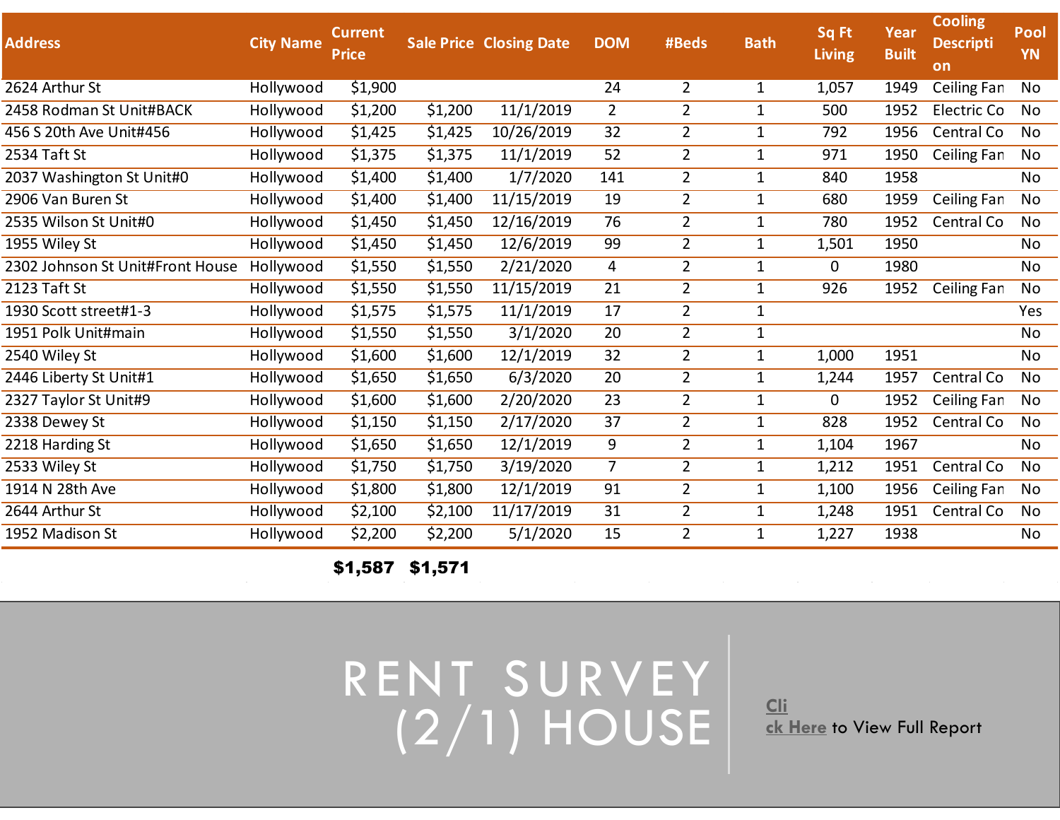| Address | City Name | Current Price | Sale Price | Closing Date | DOM | #Beds | Bath | Sq Ft Living | Year Built | Cooling Description | Pool YN |
|---|---|---|---|---|---|---|---|---|---|---|---|
| 2624 Arthur St | Hollywood | $1,900 | | | 24 | 2 | 1 | 1,057 | 1949 | Ceiling Fan | No |
| 2458 Rodman St Unit#BACK | Hollywood | $1,200 | $1,200 | 11/1/2019 | 2 | 2 | 1 | 500 | 1952 | Electric Co | No |
| 456 S 20th Ave Unit#456 | Hollywood | $1,425 | $1,425 | 10/26/2019 | 32 | 2 | 1 | 792 | 1956 | Central Co | No |
| 2534 Taft St | Hollywood | $1,375 | $1,375 | 11/1/2019 | 52 | 2 | 1 | 971 | 1950 | Ceiling Fan | No |
| 2037 Washington St Unit#0 | Hollywood | $1,400 | $1,400 | 1/7/2020 | 141 | 2 | 1 | 840 | 1958 | | No |
| 2906 Van Buren St | Hollywood | $1,400 | $1,400 | 11/15/2019 | 19 | 2 | 1 | 680 | 1959 | Ceiling Fan | No |
| 2535 Wilson St Unit#0 | Hollywood | $1,450 | $1,450 | 12/16/2019 | 76 | 2 | 1 | 780 | 1952 | Central Co | No |
| 1955 Wiley St | Hollywood | $1,450 | $1,450 | 12/6/2019 | 99 | 2 | 1 | 1,501 | 1950 | | No |
| 2302 Johnson St Unit#Front House | Hollywood | $1,550 | $1,550 | 2/21/2020 | 4 | 2 | 1 | 0 | 1980 | | No |
| 2123 Taft St | Hollywood | $1,550 | $1,550 | 11/15/2019 | 21 | 2 | 1 | 926 | 1952 | Ceiling Fan | No |
| 1930 Scott street#1-3 | Hollywood | $1,575 | $1,575 | 11/1/2019 | 17 | 2 | 1 | | | | Yes |
| 1951 Polk Unit#main | Hollywood | $1,550 | $1,550 | 3/1/2020 | 20 | 2 | 1 | | | | No |
| 2540 Wiley St | Hollywood | $1,600 | $1,600 | 12/1/2019 | 32 | 2 | 1 | 1,000 | 1951 | | No |
| 2446 Liberty St Unit#1 | Hollywood | $1,650 | $1,650 | 6/3/2020 | 20 | 2 | 1 | 1,244 | 1957 | Central Co | No |
| 2327 Taylor St Unit#9 | Hollywood | $1,600 | $1,600 | 2/20/2020 | 23 | 2 | 1 | 0 | 1952 | Ceiling Fan | No |
| 2338 Dewey St | Hollywood | $1,150 | $1,150 | 2/17/2020 | 37 | 2 | 1 | 828 | 1952 | Central Co | No |
| 2218 Harding St | Hollywood | $1,650 | $1,650 | 12/1/2019 | 9 | 2 | 1 | 1,104 | 1967 | | No |
| 2533 Wiley St | Hollywood | $1,750 | $1,750 | 3/19/2020 | 7 | 2 | 1 | 1,212 | 1951 | Central Co | No |
| 1914 N 28th Ave | Hollywood | $1,800 | $1,800 | 12/1/2019 | 91 | 2 | 1 | 1,100 | 1956 | Ceiling Fan | No |
| 2644 Arthur St | Hollywood | $2,100 | $2,100 | 11/17/2019 | 31 | 2 | 1 | 1,248 | 1951 | Central Co | No |
| 1952 Madison St | Hollywood | $2,200 | $2,200 | 5/1/2020 | 15 | 2 | 1 | 1,227 | 1938 | | No |
| | | **$1,587** | **$1,571** | | | | | | | | |

# RENT SURVEY (2/1) HOUSE

Click Here to View Full Report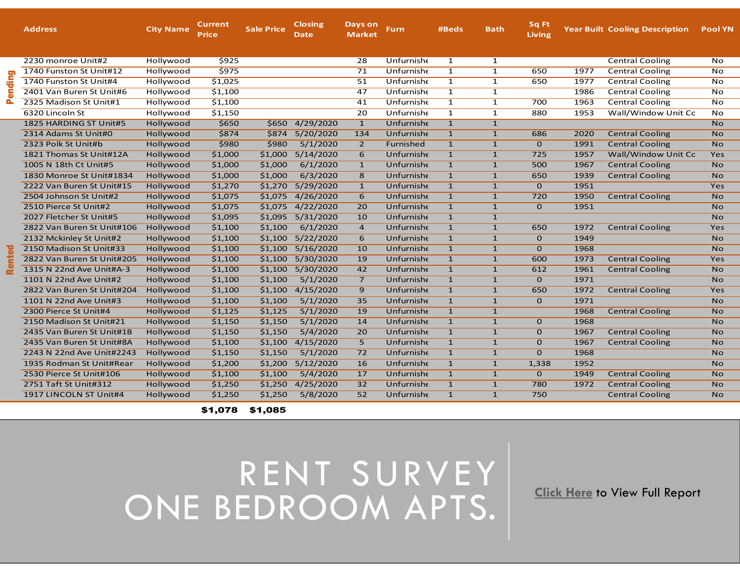| | Address | City Name | Current Price | Sale Price | Closing Date | Days on Market | Furn | #Beds | Bath | Sq Ft Living | Year Built | Cooling Description | Pool YN |
|---|---|---|---|---|---|---|---|---|---|---|---|---|---|
| Pending | 2230 monroe Unit#2 | Hollywood | $925 | | | 28 | Unfurnishe | 1 | 1 | | | Central Cooling | No |
| | 1740 Funston St Unit#12 | Hollywood | $975 | | | 71 | Unfurnishe | 1 | 1 | 650 | 1977 | Central Cooling | No |
| | 1740 Funston St Unit#4 | Hollywood | $1,025 | | | 51 | Unfurnishe | 1 | 1 | 650 | 1977 | Central Cooling | No |
| | 2401 Van Buren St Unit#6 | Hollywood | $1,100 | | | 47 | Unfurnishe | 1 | 1 | | 1986 | Central Cooling | No |
| | 2325 Madison St Unit#1 | Hollywood | $1,100 | | | 41 | Unfurnishe | 1 | 1 | 700 | 1963 | Central Cooling | No |
| | 6320 Lincoln St | Hollywood | $1,150 | | | 20 | Unfurnishe | 1 | 1 | 880 | 1953 | Wall/Window Unit Cc | No |
| Rented | 1825 HARDING ST Unit#5 | Hollywood | $650 | $650 | 4/29/2020 | 1 | Unfurnishe | 1 | 1 | | | | No |
| | 2314 Adams St Unit#0 | Hollywood | $874 | $874 | 5/20/2020 | 134 | Unfurnishe | 1 | 1 | 686 | 2020 | Central Cooling | No |
| | 2323 Polk St Unit#b | Hollywood | $980 | $980 | 5/1/2020 | 2 | Furnished | 1 | 1 | 0 | 1991 | Central Cooling | No |
| | 1821 Thomas St Unit#12A | Hollywood | $1,000 | $1,000 | 5/14/2020 | 6 | Unfurnishe | 1 | 1 | 725 | 1957 | Wall/Window Unit Cc | Yes |
| | 1005 N 18th Ct Unit#5 | Hollywood | $1,000 | $1,000 | 6/1/2020 | 1 | Unfurnishe | 1 | 1 | 500 | 1967 | Central Cooling | No |
| | 1830 Monroe St Unit#1834 | Hollywood | $1,000 | $1,000 | 6/3/2020 | 8 | Unfurnishe | 1 | 1 | 650 | 1939 | Central Cooling | No |
| | 2222 Van Buren St Unit#15 | Hollywood | $1,270 | $1,270 | 5/29/2020 | 1 | Unfurnishe | 1 | 1 | 0 | 1951 | | Yes |
| | 2504 Johnson St Unit#2 | Hollywood | $1,075 | $1,075 | 4/26/2020 | 6 | Unfurnishe | 1 | 1 | 720 | 1950 | Central Cooling | No |
| | 2510 Pierce St Unit#2 | Hollywood | $1,075 | $1,075 | 4/22/2020 | 20 | Unfurnishe | 1 | 1 | 0 | 1951 | | No |
| | 2027 Fletcher St Unit#5 | Hollywood | $1,095 | $1,095 | 5/31/2020 | 10 | Unfurnishe | 1 | 1 | | | | No |
| | 2822 Van Buren St Unit#106 | Hollywood | $1,100 | $1,100 | 6/1/2020 | 4 | Unfurnishe | 1 | 1 | 650 | 1972 | Central Cooling | Yes |
| | 2132 Mckinley St Unit#2 | Hollywood | $1,100 | $1,100 | 5/22/2020 | 6 | Unfurnishe | 1 | 1 | 0 | 1949 | | No |
| | 2150 Madison St Unit#33 | Hollywood | $1,100 | $1,100 | 5/16/2020 | 10 | Unfurnishe | 1 | 1 | 0 | 1968 | | No |
| | 2822 Van Buren St Unit#205 | Hollywood | $1,100 | $1,100 | 5/30/2020 | 19 | Unfurnishe | 1 | 1 | 600 | 1973 | Central Cooling | Yes |
| | 1315 N 22nd Ave Unit#A-3 | Hollywood | $1,100 | $1,100 | 5/30/2020 | 42 | Unfurnishe | 1 | 1 | 612 | 1961 | Central Cooling | No |
| | 1101 N 22nd Ave Unit#2 | Hollywood | $1,100 | $1,100 | 5/1/2020 | 7 | Unfurnishe | 1 | 1 | 0 | 1971 | | No |
| | 2822 Van Buren St Unit#204 | Hollywood | $1,100 | $1,100 | 4/15/2020 | 9 | Unfurnishe | 1 | 1 | 650 | 1972 | Central Cooling | Yes |
| | 1101 N 22nd Ave Unit#3 | Hollywood | $1,100 | $1,100 | 5/1/2020 | 35 | Unfurnishe | 1 | 1 | 0 | 1971 | | No |
| | 2300 Pierce St Unit#4 | Hollywood | $1,125 | $1,125 | 5/1/2020 | 19 | Unfurnishe | 1 | 1 | | 1968 | Central Cooling | No |
| | 2150 Madison St Unit#21 | Hollywood | $1,150 | $1,150 | 5/1/2020 | 14 | Unfurnishe | 1 | 1 | 0 | 1968 | | No |
| | 2435 Van Buren St Unit#1B | Hollywood | $1,150 | $1,150 | 5/4/2020 | 20 | Unfurnishe | 1 | 1 | 0 | 1967 | Central Cooling | No |
| | 2435 Van Buren St Unit#8A | Hollywood | $1,100 | $1,100 | 4/15/2020 | 5 | Unfurnishe | 1 | 1 | 0 | 1967 | Central Cooling | No |
| | 2243 N 22nd Ave Unit#2243 | Hollywood | $1,150 | $1,150 | 5/1/2020 | 72 | Unfurnishe | 1 | 1 | 0 | 1968 | | No |
| | 1935 Rodman St Unit#Rear | Hollywood | $1,200 | $1,200 | 5/12/2020 | 16 | Unfurnishe | 1 | 1 | 1,338 | 1952 | | No |
| | 2530 Pierce St Unit#106 | Hollywood | $1,100 | $1,100 | 5/4/2020 | 17 | Unfurnishe | 1 | 1 | 0 | 1949 | Central Cooling | No |
| | 2751 Taft St Unit#312 | Hollywood | $1,250 | $1,250 | 4/25/2020 | 32 | Unfurnishe | 1 | 1 | 780 | 1972 | Central Cooling | No |
| | 1917 LINCOLN ST Unit#4 | Hollywood | $1,250 | $1,250 | 5/8/2020 | 52 | Unfurnishe | 1 | 1 | 750 | | Central Cooling | No |
| | | | **$1,078** | **$1,085** | | | | | | | | | |

# RENT SURVEY ONE BEDROOM APTS.

Click Here to View Full Report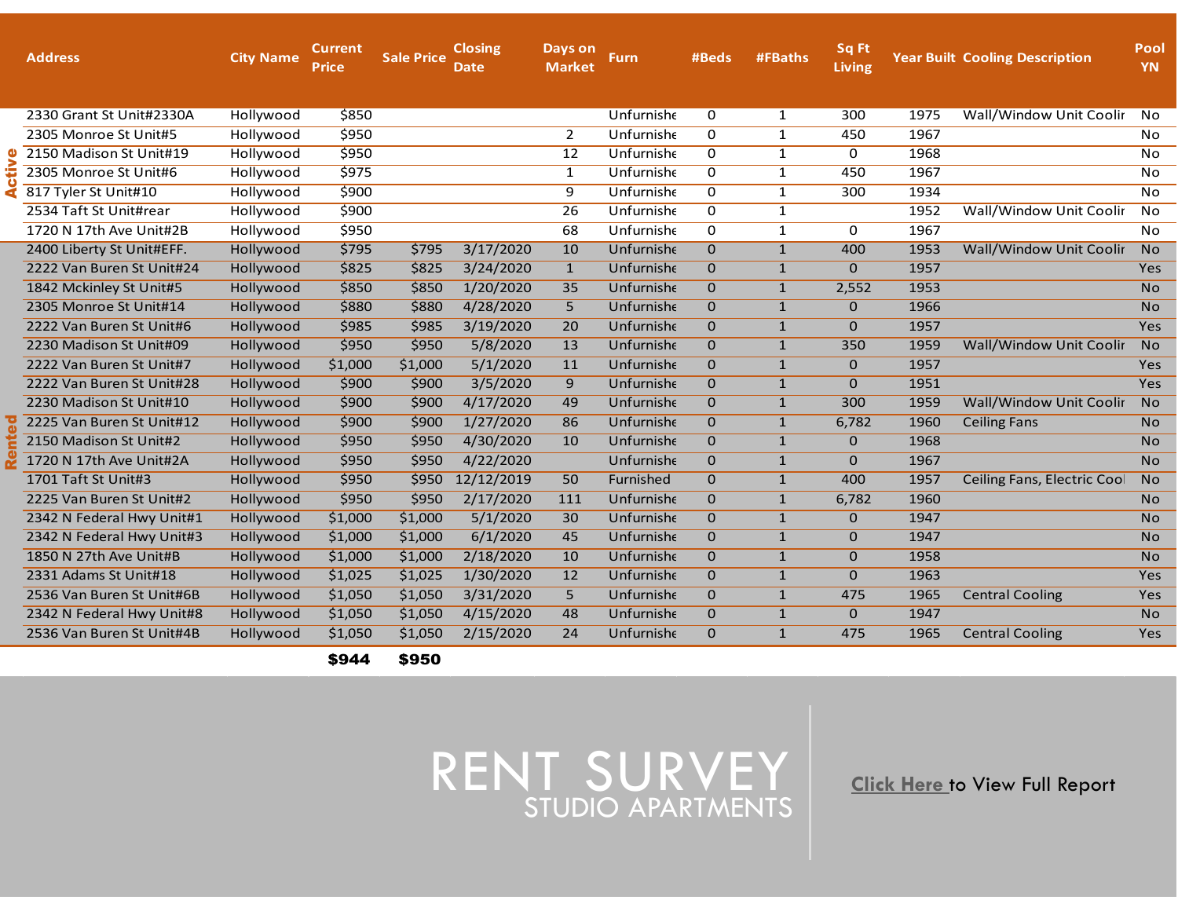| | Address | City Name | Current Price | Sale Price | Closing Date | Days on Market | Furn | #Beds | #FBaths | Sq Ft Living | Year Built | Cooling Description | Pool YN |
|---|---|---|---|---|---|---|---|---|---|---|---|---|---|
| Active | 2330 Grant St Unit#2330A | Hollywood | $850 | | | | Unfurnishe | 0 | 1 | 300 | 1975 | Wall/Window Unit Coolir | No |
| | 2305 Monroe St Unit#5 | Hollywood | $950 | | | 2 | Unfurnishe | 0 | 1 | 450 | 1967 | | No |
| | 2150 Madison St Unit#19 | Hollywood | $950 | | | 12 | Unfurnishe | 0 | 1 | 0 | 1968 | | No |
| | 2305 Monroe St Unit#6 | Hollywood | $975 | | | 1 | Unfurnishe | 0 | 1 | 450 | 1967 | | No |
| | 817 Tyler St Unit#10 | Hollywood | $900 | | | 9 | Unfurnishe | 0 | 1 | 300 | 1934 | | No |
| | 2534 Taft St Unit#rear | Hollywood | $900 | | | 26 | Unfurnishe | 0 | 1 | | 1952 | Wall/Window Unit Coolir | No |
| | 1720 N 17th Ave Unit#2B | Hollywood | $950 | | | 68 | Unfurnishe | 0 | 1 | 0 | 1967 | | No |
| Rented | 2400 Liberty St Unit#EFF. | Hollywood | $795 | $795 | 3/17/2020 | 10 | Unfurnishe | 0 | 1 | 400 | 1953 | Wall/Window Unit Coolir | No |
| | 2222 Van Buren St Unit#24 | Hollywood | $825 | $825 | 3/24/2020 | 1 | Unfurnishe | 0 | 1 | 0 | 1957 | | Yes |
| | 1842 Mckinley St Unit#5 | Hollywood | $850 | $850 | 1/20/2020 | 35 | Unfurnishe | 0 | 1 | 2,552 | 1953 | | No |
| | 2305 Monroe St Unit#14 | Hollywood | $880 | $880 | 4/28/2020 | 5 | Unfurnishe | 0 | 1 | 0 | 1966 | | No |
| | 2222 Van Buren St Unit#6 | Hollywood | $985 | $985 | 3/19/2020 | 20 | Unfurnishe | 0 | 1 | 0 | 1957 | | Yes |
| | 2230 Madison St Unit#09 | Hollywood | $950 | $950 | 5/8/2020 | 13 | Unfurnishe | 0 | 1 | 350 | 1959 | Wall/Window Unit Coolir | No |
| | 2222 Van Buren St Unit#7 | Hollywood | $1,000 | $1,000 | 5/1/2020 | 11 | Unfurnishe | 0 | 1 | 0 | 1957 | | Yes |
| | 2222 Van Buren St Unit#28 | Hollywood | $900 | $900 | 3/5/2020 | 9 | Unfurnishe | 0 | 1 | 0 | 1951 | | Yes |
| | 2230 Madison St Unit#10 | Hollywood | $900 | $900 | 4/17/2020 | 49 | Unfurnishe | 0 | 1 | 300 | 1959 | Wall/Window Unit Coolir | No |
| | 2225 Van Buren St Unit#12 | Hollywood | $900 | $900 | 1/27/2020 | 86 | Unfurnishe | 0 | 1 | 6,782 | 1960 | Ceiling Fans | No |
| | 2150 Madison St Unit#2 | Hollywood | $950 | $950 | 4/30/2020 | 10 | Unfurnishe | 0 | 1 | 0 | 1968 | | No |
| | 1720 N 17th Ave Unit#2A | Hollywood | $950 | $950 | 4/22/2020 | | Unfurnishe | 0 | 1 | 0 | 1967 | | No |
| | 1701 Taft St Unit#3 | Hollywood | $950 | $950 | 12/12/2019 | 50 | Furnished | 0 | 1 | 400 | 1957 | Ceiling Fans, Electric Cool | No |
| | 2225 Van Buren St Unit#2 | Hollywood | $950 | $950 | 2/17/2020 | 111 | Unfurnishe | 0 | 1 | 6,782 | 1960 | | No |
| | 2342 N Federal Hwy Unit#1 | Hollywood | $1,000 | $1,000 | 5/1/2020 | 30 | Unfurnishe | 0 | 1 | 0 | 1947 | | No |
| | 2342 N Federal Hwy Unit#3 | Hollywood | $1,000 | $1,000 | 6/1/2020 | 45 | Unfurnishe | 0 | 1 | 0 | 1947 | | No |
| | 1850 N 27th Ave Unit#B | Hollywood | $1,000 | $1,000 | 2/18/2020 | 10 | Unfurnishe | 0 | 1 | 0 | 1958 | | No |
| | 2331 Adams St Unit#18 | Hollywood | $1,025 | $1,025 | 1/30/2020 | 12 | Unfurnishe | 0 | 1 | 0 | 1963 | | Yes |
| | 2536 Van Buren St Unit#6B | Hollywood | $1,050 | $1,050 | 3/31/2020 | 5 | Unfurnishe | 0 | 1 | 475 | 1965 | Central Cooling | Yes |
| | 2342 N Federal Hwy Unit#8 | Hollywood | $1,050 | $1,050 | 4/15/2020 | 48 | Unfurnishe | 0 | 1 | 0 | 1947 | | No |
| | 2536 Van Buren St Unit#4B | Hollywood | $1,050 | $1,050 | 2/15/2020 | 24 | Unfurnishe | 0 | 1 | 475 | 1965 | Central Cooling | Yes |
| | | | **$944** | **$950** | | | | | | | | | |

# RENT SURVEY
## STUDIO APARTMENTS

Click Here to View Full Report